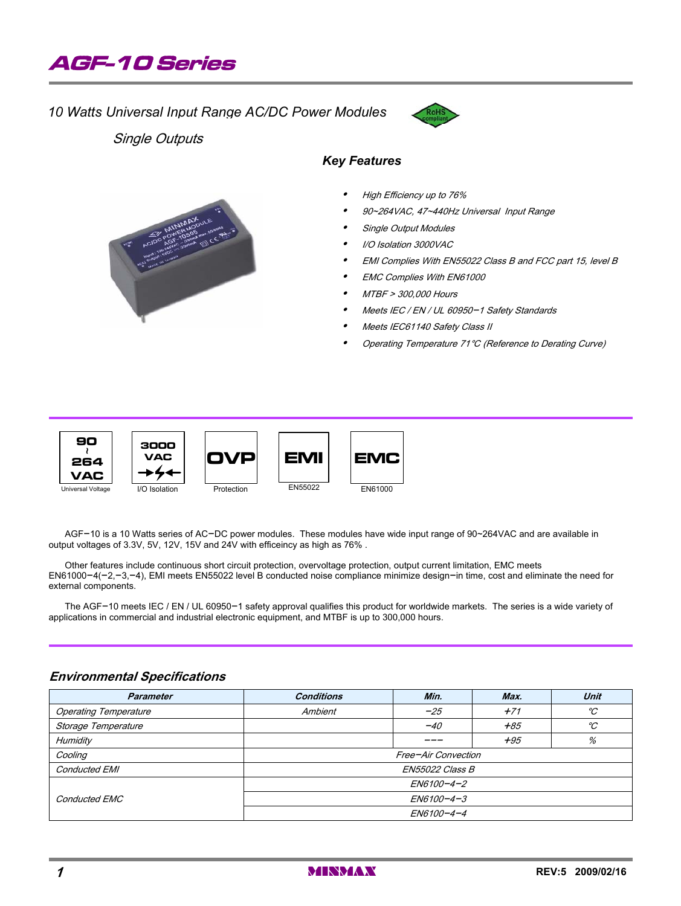# AGF-10 Series

*10 Watts Universal Input Range AC/DC Power Modules*

*Single Outputs*

RoHS compliant

### *Key Features*

- *High Efficiency up to 76%*
- *90~264VAC, 47~440Hz Universal Input Range*
- *Single Output Modules*
- *I/O Isolation 3000VAC*
- *EMI Complies With EN55022 Class B and FCC part 15, level B*
- *EMC Complies With EN61000*
- *MTBF > 300,000 Hours*
- *Meets IEC / EN / UL 60950−1 Safety Standards*
- *Meets IEC61140 Safety Class II*
- *Operating Temperature 71℃ (Reference to Derating Curve)*

90~264 VAC — Universal Voltage | 3000 VAC — I/O Isolation | OVP — Protection | EMI — EN55022 | EMC — EN61000

AGF−10 is a 10 Watts series of AC−DC power modules. These modules have wide input range of 90~264VAC and are available in output voltages of 3.3V, 5V, 12V, 15V and 24V with efficeincy as high as 76% .

Other features include continuous short circuit protection, overvoltage protection, output current limitation, EMC meets EN61000−4(−2,−3,−4), EMI meets EN55022 level B conducted noise compliance minimize design−in time, cost and eliminate the need for external components.

The AGF−10 meets IEC / EN / UL 60950−1 safety approval qualifies this product for worldwide markets. The series is a wide variety of applications in commercial and industrial electronic equipment, and MTBF is up to 300,000 hours.

## *Environmental Specifications*

| Parameter | Conditions | Min. | Max. | Unit |
|---|---|---|---|---|
| Operating Temperature | Ambient | −25 | +71 | ℃ |
| Storage Temperature | | −40 | +85 | ℃ |
| Humidity | | −−− | +95 | % |
| Cooling | Free−Air Convection | | | |
| Conducted EMI | EN55022 Class B | | | |
| Conducted EMC | EN6100−4−2 | | | |
| | EN6100−4−3 | | | |
| | EN6100−4−4 | | | |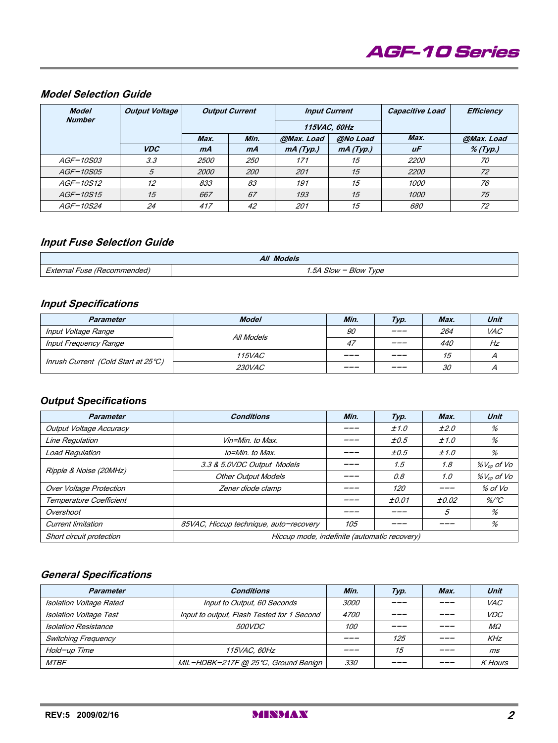## Model Selection Guide

| Model Number | Output Voltage | Output Current | | Input Current | | Capacitive Load | Efficiency |
|---|---|---|---|---|---|---|---|
| | | | | 115VAC, 60Hz | | | |
| | | Max. | Min. | @Max. Load | @No Load | Max. | @Max. Load |
| | VDC | mA | mA | mA (Typ.) | mA (Typ.) | uF | % (Typ.) |
| AGF-10S03 | 3.3 | 2500 | 250 | 171 | 15 | 2200 | 70 |
| AGF-10S05 | 5 | 2000 | 200 | 201 | 15 | 2200 | 72 |
| AGF-10S12 | 12 | 833 | 83 | 191 | 15 | 1000 | 76 |
| AGF-10S15 | 15 | 667 | 67 | 193 | 15 | 1000 | 75 |
| AGF-10S24 | 24 | 417 | 42 | 201 | 15 | 680 | 72 |

## Input Fuse Selection Guide

| | All Models |
|---|---|
| External Fuse (Recommended) | 1.5A Slow - Blow Type |

## Input Specifications

| Parameter | Model | Min. | Typ. | Max. | Unit |
|---|---|---|---|---|---|
| Input Voltage Range | All Models | 90 | --- | 264 | VAC |
| Input Frequency Range | | 47 | --- | 440 | Hz |
| Inrush Current (Cold Start at 25℃) | 115VAC | --- | --- | 15 | A |
| | 230VAC | --- | --- | 30 | A |

## Output Specifications

| Parameter | Conditions | Min. | Typ. | Max. | Unit |
|---|---|---|---|---|---|
| Output Voltage Accuracy | | --- | ±1.0 | ±2.0 | % |
| Line Regulation | Vin=Min. to Max. | --- | ±0.5 | ±1.0 | % |
| Load Regulation | Io=Min. to Max. | --- | ±0.5 | ±1.0 | % |
| Ripple & Noise (20MHz) | 3.3 & 5.0VDC Output Models | --- | 1.5 | 1.8 | $\%V_{pp}$ of Vo |
| | Other Output Models | --- | 0.8 | 1.0 | $\%V_{pp}$ of Vo |
| Over Voltage Protection | Zener diode clamp | --- | 120 | --- | % of Vo |
| Temperature Coefficient | | --- | ±0.01 | ±0.02 | %/℃ |
| Overshoot | | --- | --- | 5 | % |
| Current limitation | 85VAC, Hiccup technique, auto-recovery | 105 | --- | --- | % |
| Short circuit protection | Hiccup mode, indefinite (automatic recovery) | | | | |

## General Specifications

| Parameter | Conditions | Min. | Typ. | Max. | Unit |
|---|---|---|---|---|---|
| Isolation Voltage Rated | Input to Output, 60 Seconds | 3000 | --- | --- | VAC |
| Isolation Voltage Test | Input to output, Flash Tested for 1 Second | 4700 | --- | --- | VDC |
| Isolation Resistance | 500VDC | 100 | --- | --- | MΩ |
| Switching Frequency | | --- | 125 | --- | KHz |
| Hold-up Time | 115VAC, 60Hz | --- | 15 | --- | ms |
| MTBF | MIL-HDBK-217F @ 25℃, Ground Benign | 330 | --- | --- | K Hours |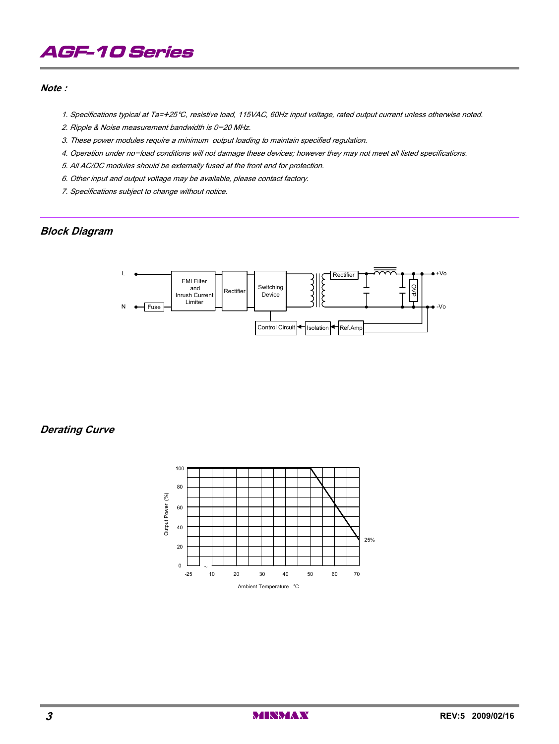## Note :

1. Specifications typical at Ta=+25℃, resistive load, 115VAC, 60Hz input voltage, rated output current unless otherwise noted.
2. Ripple & Noise measurement bandwidth is 0−20 MHz.
3. These power modules require a minimum output loading to maintain specified regulation.
4. Operation under no−load conditions will not damage these devices; however they may not meet all listed specifications.
5. All AC/DC modules should be externally fused at the front end for protection.
6. Other input and output voltage may be available, please contact factory.
7. Specifications subject to change without notice.

## Block Diagram

## Derating Curve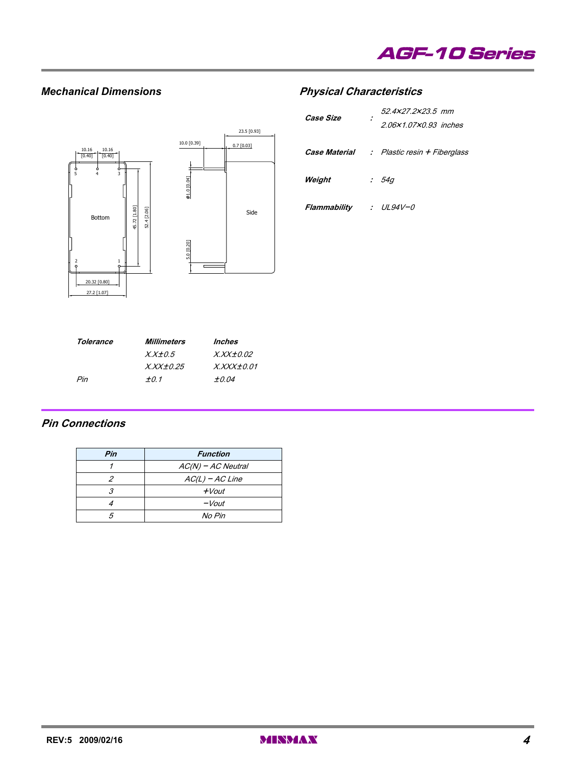## Mechanical Dimensions

10.16 [0.40]
10.16 [0.40]
5 4 3
Bottom
45.72 [1.80]
52.4 [2.06]
2 1
20.32 [0.80]
27.2 [1.07]

10.0 [0.39]
23.5 [0.93]
0.7 [0.03]
Φ1.0 [0.04]
Side
5.0 [0.20]

| Tolerance | Millimeters | Inches |
|---|---|---|
| | X.X±0.5 | X.XX±0.02 |
| | X.XX±0.25 | X.XXX±0.01 |
| Pin | ±0.1 | ±0.04 |

## Physical Characteristics

**Case Size** : 52.4×27.2×23.5 mm
2.06×1.07×0.93 inches

**Case Material** : Plastic resin + Fiberglass

**Weight** : 54g

**Flammability** : UL94V-0

## Pin Connections

| Pin | Function |
|---|---|
| 1 | AC(N) – AC Neutral |
| 2 | AC(L) – AC Line |
| 3 | +Vout |
| 4 | –Vout |
| 5 | No Pin |

REV:5 2009/02/16